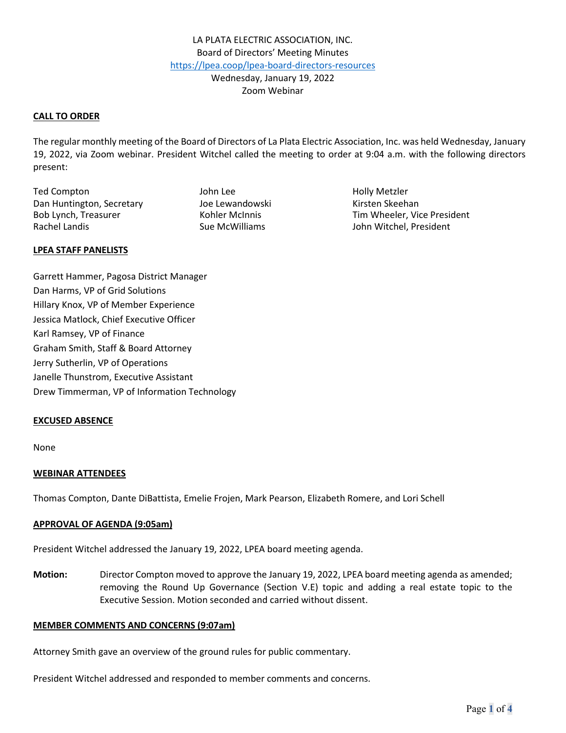LA PLATA ELECTRIC ASSOCIATION, INC.
Board of Directors' Meeting Minutes
https://lpea.coop/lpea-board-directors-resources
Wednesday, January 19, 2022
Zoom Webinar

**CALL TO ORDER**

The regular monthly meeting of the Board of Directors of La Plata Electric Association, Inc. was held Wednesday, January 19, 2022, via Zoom webinar. President Witchel called the meeting to order at 9:04 a.m. with the following directors present:

Ted Compton
Dan Huntington, Secretary
Bob Lynch, Treasurer
Rachel Landis
John Lee
Joe Lewandowski
Kohler McInnis
Sue McWilliams
Holly Metzler
Kirsten Skeehan
Tim Wheeler, Vice President
John Witchel, President

**LPEA STAFF PANELISTS**

Garrett Hammer, Pagosa District Manager
Dan Harms, VP of Grid Solutions
Hillary Knox, VP of Member Experience
Jessica Matlock, Chief Executive Officer
Karl Ramsey, VP of Finance
Graham Smith, Staff & Board Attorney
Jerry Sutherlin, VP of Operations
Janelle Thunstrom, Executive Assistant
Drew Timmerman, VP of Information Technology

**EXCUSED ABSENCE**

None

**WEBINAR ATTENDEES**

Thomas Compton, Dante DiBattista, Emelie Frojen, Mark Pearson, Elizabeth Romere, and Lori Schell

**APPROVAL OF AGENDA (9:05am)**

President Witchel addressed the January 19, 2022, LPEA board meeting agenda.

**Motion:** Director Compton moved to approve the January 19, 2022, LPEA board meeting agenda as amended; removing the Round Up Governance (Section V.E) topic and adding a real estate topic to the Executive Session. Motion seconded and carried without dissent.

**MEMBER COMMENTS AND CONCERNS (9:07am)**

Attorney Smith gave an overview of the ground rules for public commentary.

President Witchel addressed and responded to member comments and concerns.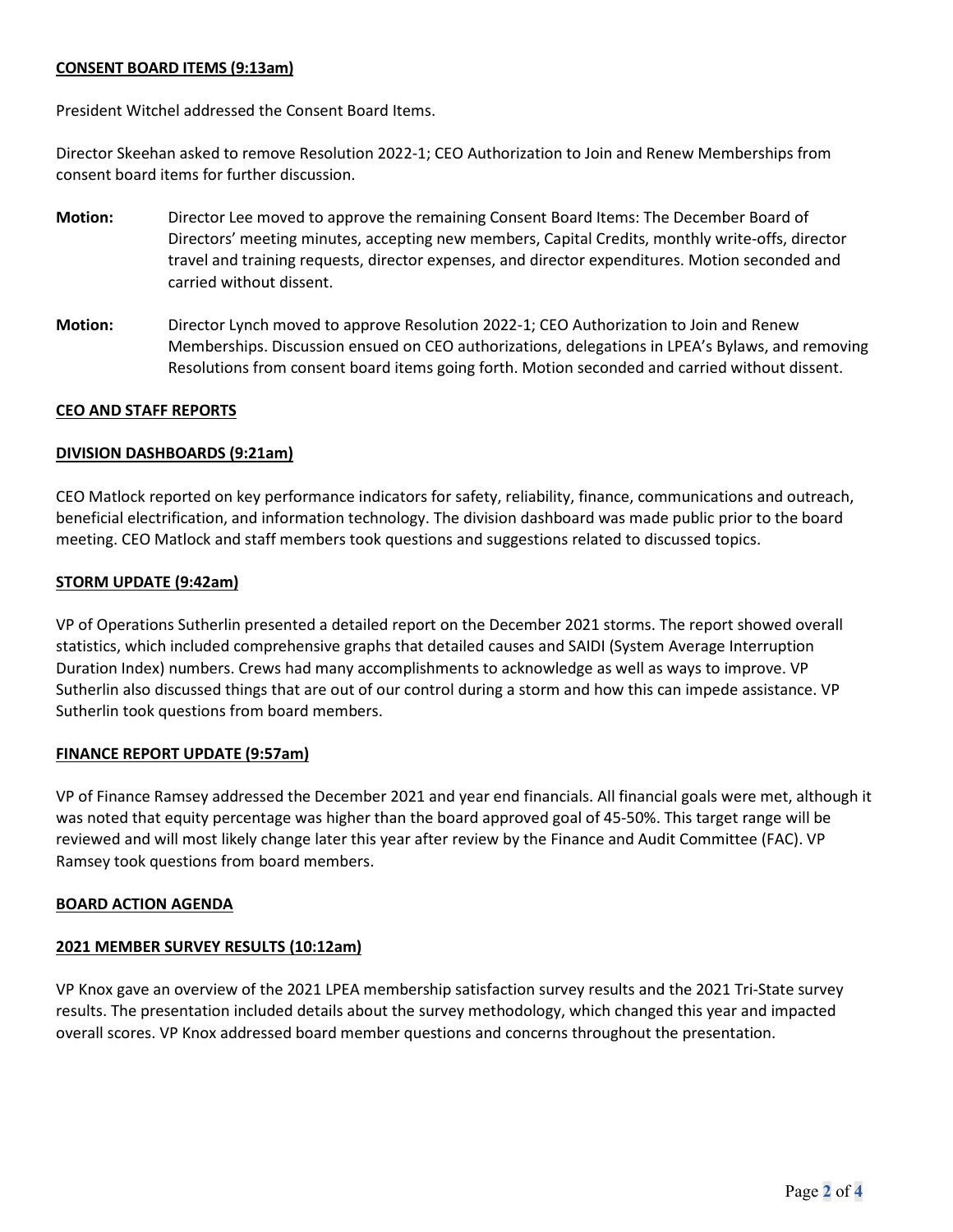**CONSENT BOARD ITEMS (9:13am)**

President Witchel addressed the Consent Board Items.

Director Skeehan asked to remove Resolution 2022-1; CEO Authorization to Join and Renew Memberships from consent board items for further discussion.

**Motion:** Director Lee moved to approve the remaining Consent Board Items: The December Board of Directors' meeting minutes, accepting new members, Capital Credits, monthly write-offs, director travel and training requests, director expenses, and director expenditures. Motion seconded and carried without dissent.

**Motion:** Director Lynch moved to approve Resolution 2022-1; CEO Authorization to Join and Renew Memberships. Discussion ensued on CEO authorizations, delegations in LPEA's Bylaws, and removing Resolutions from consent board items going forth. Motion seconded and carried without dissent.

**CEO AND STAFF REPORTS**

**DIVISION DASHBOARDS (9:21am)**

CEO Matlock reported on key performance indicators for safety, reliability, finance, communications and outreach, beneficial electrification, and information technology. The division dashboard was made public prior to the board meeting. CEO Matlock and staff members took questions and suggestions related to discussed topics.

**STORM UPDATE (9:42am)**

VP of Operations Sutherlin presented a detailed report on the December 2021 storms. The report showed overall statistics, which included comprehensive graphs that detailed causes and SAIDI (System Average Interruption Duration Index) numbers. Crews had many accomplishments to acknowledge as well as ways to improve. VP Sutherlin also discussed things that are out of our control during a storm and how this can impede assistance. VP Sutherlin took questions from board members.

**FINANCE REPORT UPDATE (9:57am)**

VP of Finance Ramsey addressed the December 2021 and year end financials. All financial goals were met, although it was noted that equity percentage was higher than the board approved goal of 45-50%. This target range will be reviewed and will most likely change later this year after review by the Finance and Audit Committee (FAC). VP Ramsey took questions from board members.

**BOARD ACTION AGENDA**

**2021 MEMBER SURVEY RESULTS (10:12am)**

VP Knox gave an overview of the 2021 LPEA membership satisfaction survey results and the 2021 Tri-State survey results. The presentation included details about the survey methodology, which changed this year and impacted overall scores. VP Knox addressed board member questions and concerns throughout the presentation.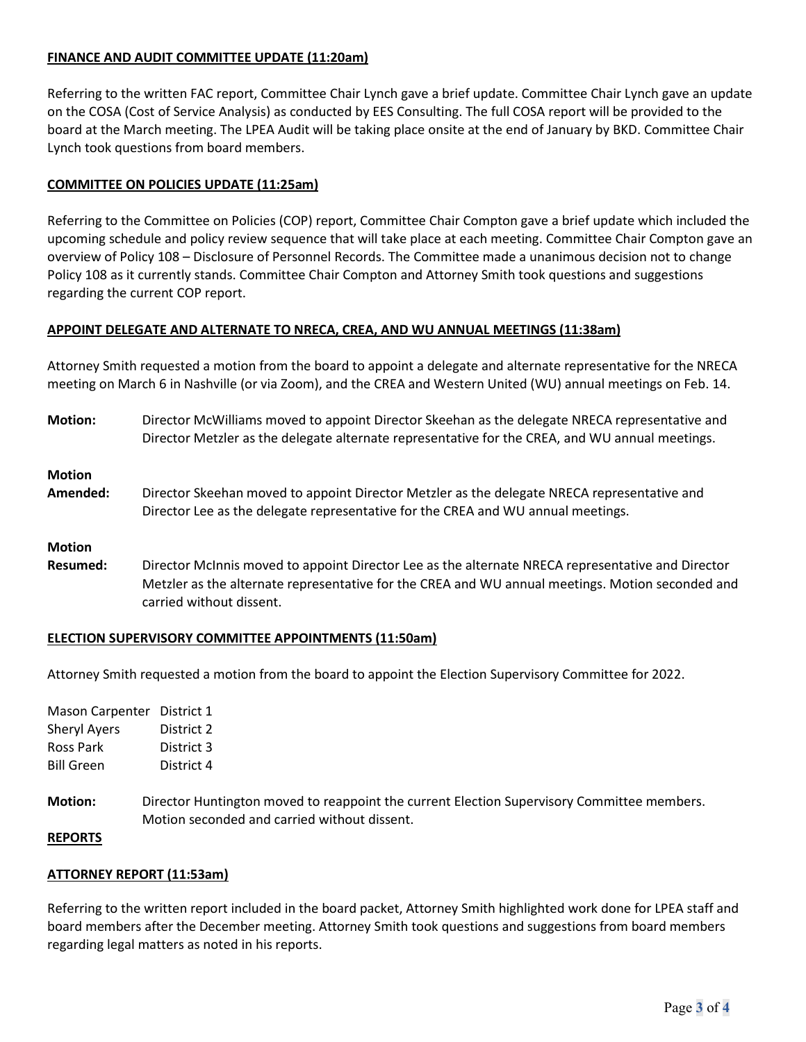**FINANCE AND AUDIT COMMITTEE UPDATE (11:20am)**

Referring to the written FAC report, Committee Chair Lynch gave a brief update. Committee Chair Lynch gave an update on the COSA (Cost of Service Analysis) as conducted by EES Consulting. The full COSA report will be provided to the board at the March meeting. The LPEA Audit will be taking place onsite at the end of January by BKD. Committee Chair Lynch took questions from board members.

**COMMITTEE ON POLICIES UPDATE (11:25am)**

Referring to the Committee on Policies (COP) report, Committee Chair Compton gave a brief update which included the upcoming schedule and policy review sequence that will take place at each meeting. Committee Chair Compton gave an overview of Policy 108 – Disclosure of Personnel Records. The Committee made a unanimous decision not to change Policy 108 as it currently stands. Committee Chair Compton and Attorney Smith took questions and suggestions regarding the current COP report.

**APPOINT DELEGATE AND ALTERNATE TO NRECA, CREA, AND WU ANNUAL MEETINGS (11:38am)**

Attorney Smith requested a motion from the board to appoint a delegate and alternate representative for the NRECA meeting on March 6 in Nashville (or via Zoom), and the CREA and Western United (WU) annual meetings on Feb. 14.

**Motion:** Director McWilliams moved to appoint Director Skeehan as the delegate NRECA representative and Director Metzler as the delegate alternate representative for the CREA, and WU annual meetings.

**Motion Amended:** Director Skeehan moved to appoint Director Metzler as the delegate NRECA representative and Director Lee as the delegate representative for the CREA and WU annual meetings.

**Motion Resumed:** Director McInnis moved to appoint Director Lee as the alternate NRECA representative and Director Metzler as the alternate representative for the CREA and WU annual meetings. Motion seconded and carried without dissent.

**ELECTION SUPERVISORY COMMITTEE APPOINTMENTS (11:50am)**

Attorney Smith requested a motion from the board to appoint the Election Supervisory Committee for 2022.

| | |
|---|---|
| Mason Carpenter | District 1 |
| Sheryl Ayers | District 2 |
| Ross Park | District 3 |
| Bill Green | District 4 |

**Motion:** Director Huntington moved to reappoint the current Election Supervisory Committee members. Motion seconded and carried without dissent.

**REPORTS**

**ATTORNEY REPORT (11:53am)**

Referring to the written report included in the board packet, Attorney Smith highlighted work done for LPEA staff and board members after the December meeting. Attorney Smith took questions and suggestions from board members regarding legal matters as noted in his reports.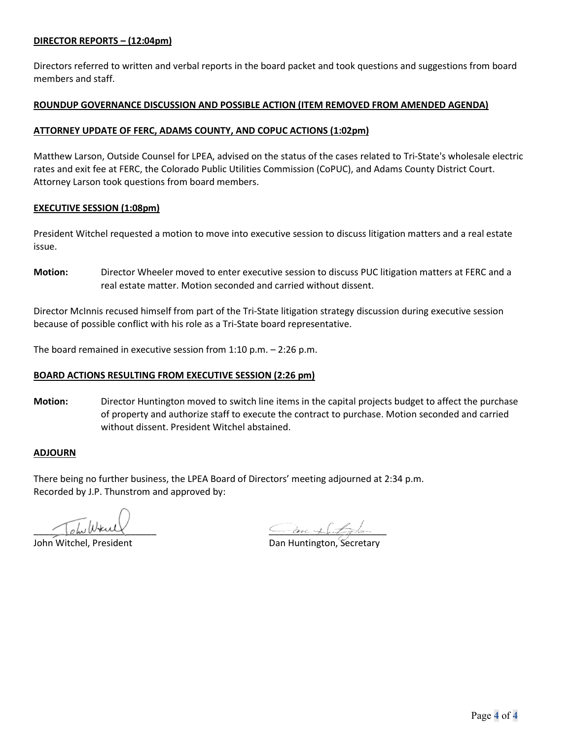**DIRECTOR REPORTS – (12:04pm)**

Directors referred to written and verbal reports in the board packet and took questions and suggestions from board members and staff.

**ROUNDUP GOVERNANCE DISCUSSION AND POSSIBLE ACTION (ITEM REMOVED FROM AMENDED AGENDA)**

**ATTORNEY UPDATE OF FERC, ADAMS COUNTY, AND COPUC ACTIONS (1:02pm)**

Matthew Larson, Outside Counsel for LPEA, advised on the status of the cases related to Tri-State's wholesale electric rates and exit fee at FERC, the Colorado Public Utilities Commission (CoPUC), and Adams County District Court. Attorney Larson took questions from board members.

**EXECUTIVE SESSION (1:08pm)**

President Witchel requested a motion to move into executive session to discuss litigation matters and a real estate issue.

**Motion:** Director Wheeler moved to enter executive session to discuss PUC litigation matters at FERC and a real estate matter. Motion seconded and carried without dissent.

Director McInnis recused himself from part of the Tri-State litigation strategy discussion during executive session because of possible conflict with his role as a Tri-State board representative.

The board remained in executive session from 1:10 p.m. – 2:26 p.m.

**BOARD ACTIONS RESULTING FROM EXECUTIVE SESSION (2:26 pm)**

**Motion:** Director Huntington moved to switch line items in the capital projects budget to affect the purchase of property and authorize staff to execute the contract to purchase. Motion seconded and carried without dissent. President Witchel abstained.

**ADJOURN**

There being no further business, the LPEA Board of Directors' meeting adjourned at 2:34 p.m.
Recorded by J.P. Thunstrom and approved by:

John Witchel, President

Dan Huntington, Secretary